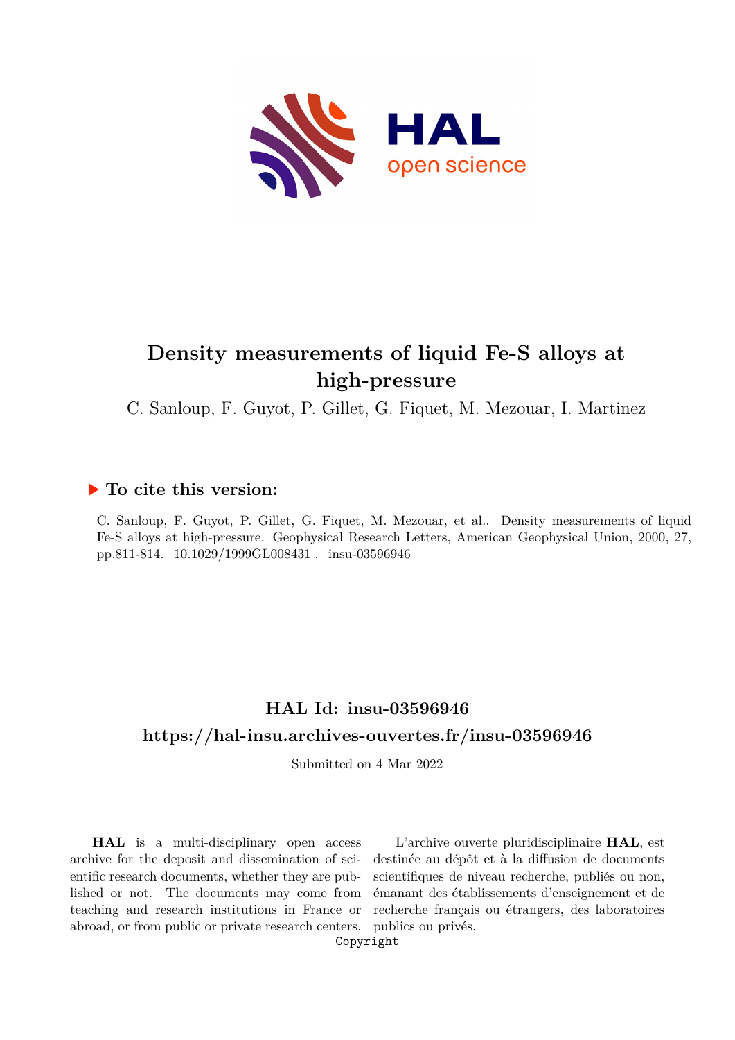# Density measurements of liquid Fe-S alloys at high-pressure

C. Sanloup, F. Guyot, P. Gillet, G. Fiquet, M. Mezouar, I. Martinez

## To cite this version:

C. Sanloup, F. Guyot, P. Gillet, G. Fiquet, M. Mezouar, et al.. Density measurements of liquid Fe-S alloys at high-pressure. Geophysical Research Letters, American Geophysical Union, 2000, 27, pp.811-814. 10.1029/1999GL008431 . insu-03596946

## HAL Id: insu-03596946

## https://hal-insu.archives-ouvertes.fr/insu-03596946

Submitted on 4 Mar 2022

**HAL** is a multi-disciplinary open access archive for the deposit and dissemination of scientific research documents, whether they are published or not. The documents may come from teaching and research institutions in France or abroad, or from public or private research centers.

L'archive ouverte pluridisciplinaire **HAL**, est destinée au dépôt et à la diffusion de documents scientifiques de niveau recherche, publiés ou non, émanant des établissements d'enseignement et de recherche français ou étrangers, des laboratoires publics ou privés.

Copyright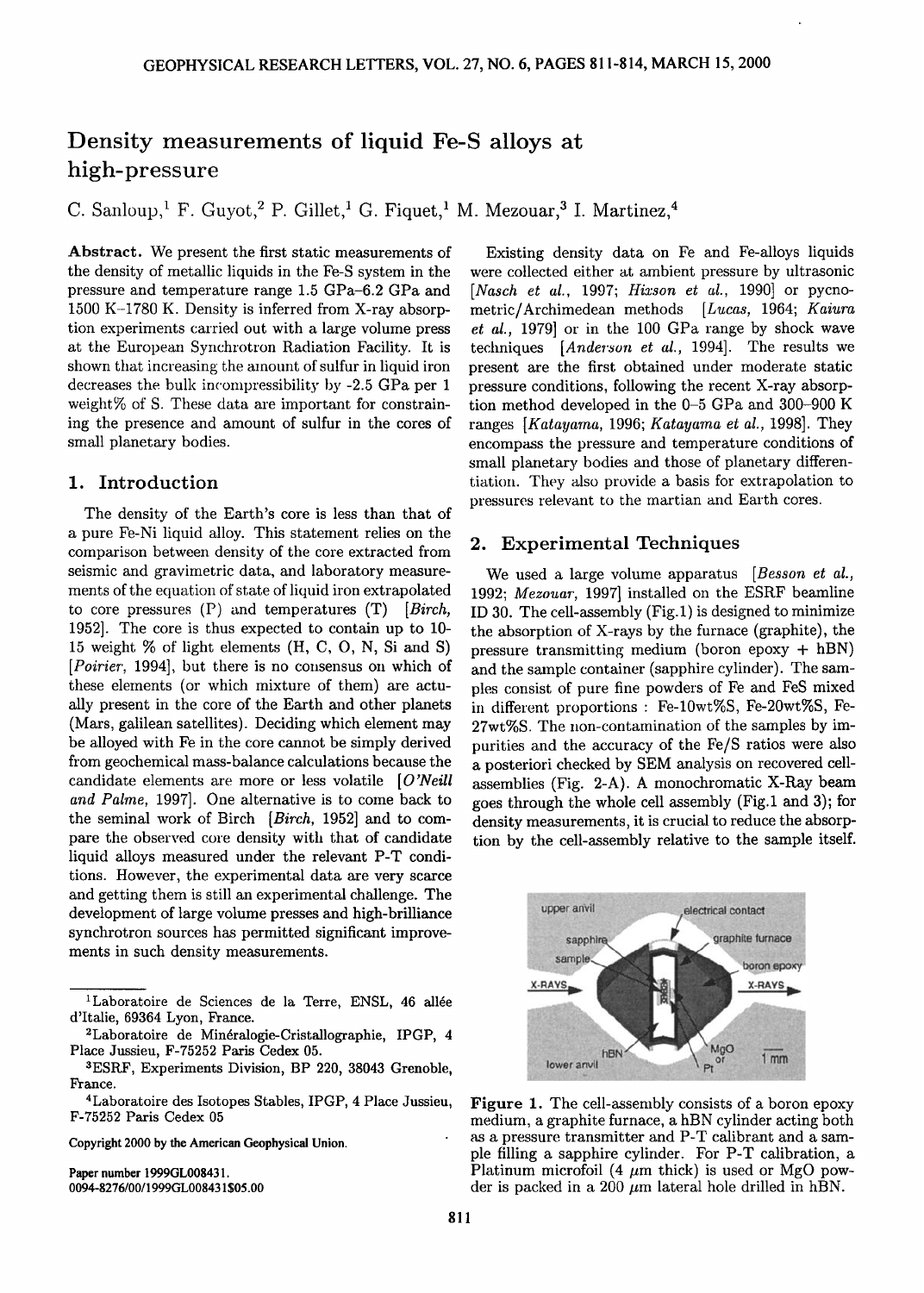# Density measurements of liquid Fe-S alloys at high-pressure

C. Sanloup,[1] F. Guyot,[2] P. Gillet,[1] G. Fiquet,[1] M. Mezouar,[3] I. Martinez,[4]

**Abstract.** We present the first static measurements of the density of metallic liquids in the Fe-S system in the pressure and temperature range 1.5 GPa–6.2 GPa and 1500 K–1780 K. Density is inferred from X-ray absorption experiments carried out with a large volume press at the European Synchrotron Radiation Facility. It is shown that increasing the amount of sulfur in liquid iron decreases the bulk incompressibility by -2.5 GPa per 1 weight% of S. These data are important for constraining the presence and amount of sulfur in the cores of small planetary bodies.

## 1. Introduction

The density of the Earth's core is less than that of a pure Fe-Ni liquid alloy. This statement relies on the comparison between density of the core extracted from seismic and gravimetric data, and laboratory measurements of the equation of state of liquid iron extrapolated to core pressures (P) and temperatures (T) [*Birch*, 1952]. The core is thus expected to contain up to 10-15 weight % of light elements (H, C, O, N, Si and S) [*Poirier*, 1994], but there is no consensus on which of these elements (or which mixture of them) are actually present in the core of the Earth and other planets (Mars, galilean satellites). Deciding which element may be alloyed with Fe in the core cannot be simply derived from geochemical mass-balance calculations because the candidate elements are more or less volatile [*O'Neill and Palme*, 1997]. One alternative is to come back to the seminal work of Birch [*Birch*, 1952] and to compare the observed core density with that of candidate liquid alloys measured under the relevant P-T conditions. However, the experimental data are very scarce and getting them is still an experimental challenge. The development of large volume presses and high-brilliance synchrotron sources has permitted significant improvements in such density measurements.

Existing density data on Fe and Fe-alloys liquids were collected either at ambient pressure by ultrasonic [*Nasch et al.*, 1997; *Hixson et al.*, 1990] or pycnometric/Archimedean methods [*Lucas*, 1964; *Kaiura et al.*, 1979] or in the 100 GPa range by shock wave techniques [*Anderson et al.*, 1994]. The results we present are the first obtained under moderate static pressure conditions, following the recent X-ray absorption method developed in the 0–5 GPa and 300–900 K ranges [*Katayama*, 1996; *Katayama et al.*, 1998]. They encompass the pressure and temperature conditions of small planetary bodies and those of planetary differentiation. They also provide a basis for extrapolation to pressures relevant to the martian and Earth cores.

## 2. Experimental Techniques

We used a large volume apparatus [*Besson et al.*, 1992; *Mezouar*, 1997] installed on the ESRF beamline ID 30. The cell-assembly (Fig.1) is designed to minimize the absorption of X-rays by the furnace (graphite), the pressure transmitting medium (boron epoxy + hBN) and the sample container (sapphire cylinder). The samples consist of pure fine powders of Fe and FeS mixed in different proportions : Fe-10wt%S, Fe-20wt%S, Fe-27wt%S. The non-contamination of the samples by impurities and the accuracy of the Fe/S ratios were also a posteriori checked by SEM analysis on recovered cell-assemblies (Fig. 2-A). A monochromatic X-Ray beam goes through the whole cell assembly (Fig.1 and 3); for density measurements, it is crucial to reduce the absorption by the cell-assembly relative to the sample itself.

**Figure 1.** The cell-assembly consists of a boron epoxy medium, a graphite furnace, a hBN cylinder acting both as a pressure transmitter and P-T calibrant and a sample filling a sapphire cylinder. For P-T calibration, a Platinum microfoil (4 $\mu$m thick) is used or MgO powder is packed in a 200 $\mu$m lateral hole drilled in hBN.

---

[1] Laboratoire de Sciences de la Terre, ENSL, 46 allée d'Italie, 69364 Lyon, France.

[2] Laboratoire de Minéralogie-Cristallographie, IPGP, 4 Place Jussieu, F-75252 Paris Cedex 05.

[3] ESRF, Experiments Division, BP 220, 38043 Grenoble, France.

[4] Laboratoire des Isotopes Stables, IPGP, 4 Place Jussieu, F-75252 Paris Cedex 05

Copyright 2000 by the American Geophysical Union.

Paper number 1999GL008431.
0094-8276/00/1999GL008431$05.00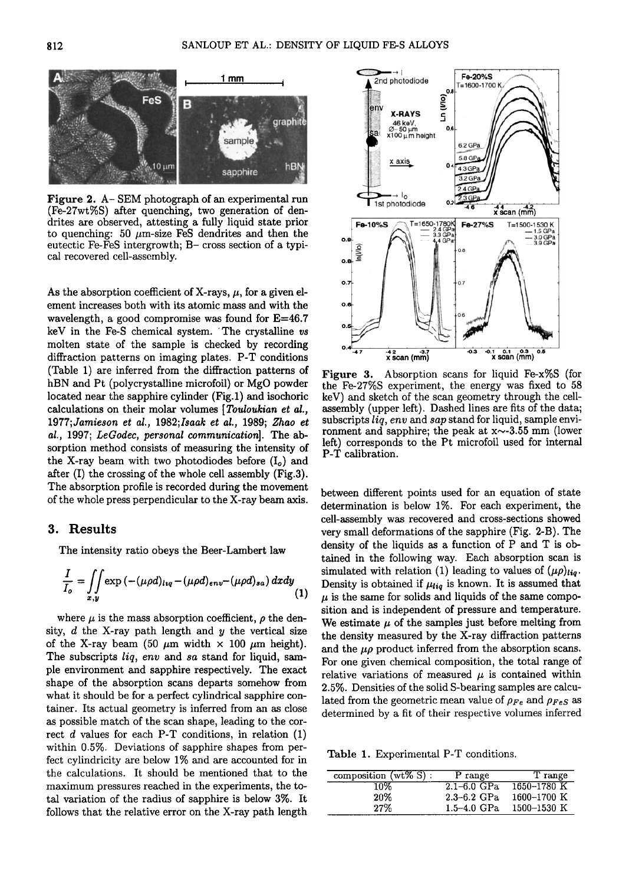Figure 2. A- SEM photograph of an experimental run (Fe-27wt%S) after quenching, two generation of dendrites are observed, attesting a fully liquid state prior to quenching: 50 $\mu$m-size FeS dendrites and then the eutectic Fe-FeS intergrowth; B- cross section of a typical recovered cell-assembly.

As the absorption coefficient of X-rays, $\mu$, for a given element increases both with its atomic mass and with the wavelength, a good compromise was found for E=46.7 keV in the Fe-S chemical system. The crystalline *vs* molten state of the sample is checked by recording diffraction patterns on imaging plates. P-T conditions (Table 1) are inferred from the diffraction patterns of hBN and Pt (polycrystalline microfoil) or MgO powder located near the sapphire cylinder (Fig.1) and isochoric calculations on their molar volumes [*Touloukian et al.*, 1977;*Jamieson et al.*, 1982;*Isaak et al.*, 1989; *Zhao et al.*, 1997; *LeGodec, personal communication*]. The absorption method consists of measuring the intensity of the X-ray beam with two photodiodes before ($I_o$) and after (I) the crossing of the whole cell assembly (Fig.3). The absorption profile is recorded during the movement of the whole press perpendicular to the X-ray beam axis.

## 3. Results

The intensity ratio obeys the Beer-Lambert law

$$\frac{I}{I_o} = \iint_{x,y} \exp\left(-(\mu\rho d)_{liq} - (\mu\rho d)_{env} - (\mu\rho d)_{sa}\right) dxdy \quad (1)$$

where $\mu$ is the mass absorption coefficient, $\rho$ the density, $d$ the X-ray path length and $y$ the vertical size of the X-ray beam (50 $\mu$m width $\times$ 100 $\mu$m height). The subscripts *liq*, *env* and *sa* stand for liquid, sample environment and sapphire respectively. The exact shape of the absorption scans departs somehow from what it should be for a perfect cylindrical sapphire container. Its actual geometry is inferred from an as close as possible match of the scan shape, leading to the correct $d$ values for each P-T conditions, in relation (1) within 0.5%. Deviations of sapphire shapes from perfect cylindricity are below 1% and are accounted for in the calculations. It should be mentioned that to the maximum pressures reached in the experiments, the total variation of the radius of sapphire is below 3%. It follows that the relative error on the X-ray path length between different points used for an equation of state determination is below 1%. For each experiment, the cell-assembly was recovered and cross-sections showed very small deformations of the sapphire (Fig. 2-B). The density of the liquids as a function of P and T is obtained in the following way. Each absorption scan is simulated with relation (1) leading to values of $(\mu\rho)_{liq}$. Density is obtained if $\mu_{liq}$ is known. It is assumed that $\mu$ is the same for solids and liquids of the same composition and is independent of pressure and temperature. We estimate $\mu$ of the samples just before melting from the density measured by the X-ray diffraction patterns and the $\mu\rho$ product inferred from the absorption scans. For one given chemical composition, the total range of relative variations of measured $\mu$ is contained within 2.5%. Densities of the solid S-bearing samples are calculated from the geometric mean value of $\rho_{Fe}$ and $\rho_{FeS}$ as determined by a fit of their respective volumes inferred

Figure 3. Absorption scans for liquid Fe-x%S (for the Fe-27%S experiment, the energy was fixed to 58 keV) and sketch of the scan geometry through the cell-assembly (upper left). Dashed lines are fits of the data; subscripts *liq*, *env* and *sap* stand for liquid, sample environment and sapphire; the peak at x~-3.55 mm (lower left) corresponds to the Pt microfoil used for internal P-T calibration.

Table 1. Experimental P-T conditions.

| composition (wt% S) : | P range | T range |
|---|---|---|
| 10% | 2.1–6.0 GPa | 1650–1780 K |
| 20% | 2.3–6.2 GPa | 1600–1700 K |
| 27% | 1.5–4.0 GPa | 1500–1530 K |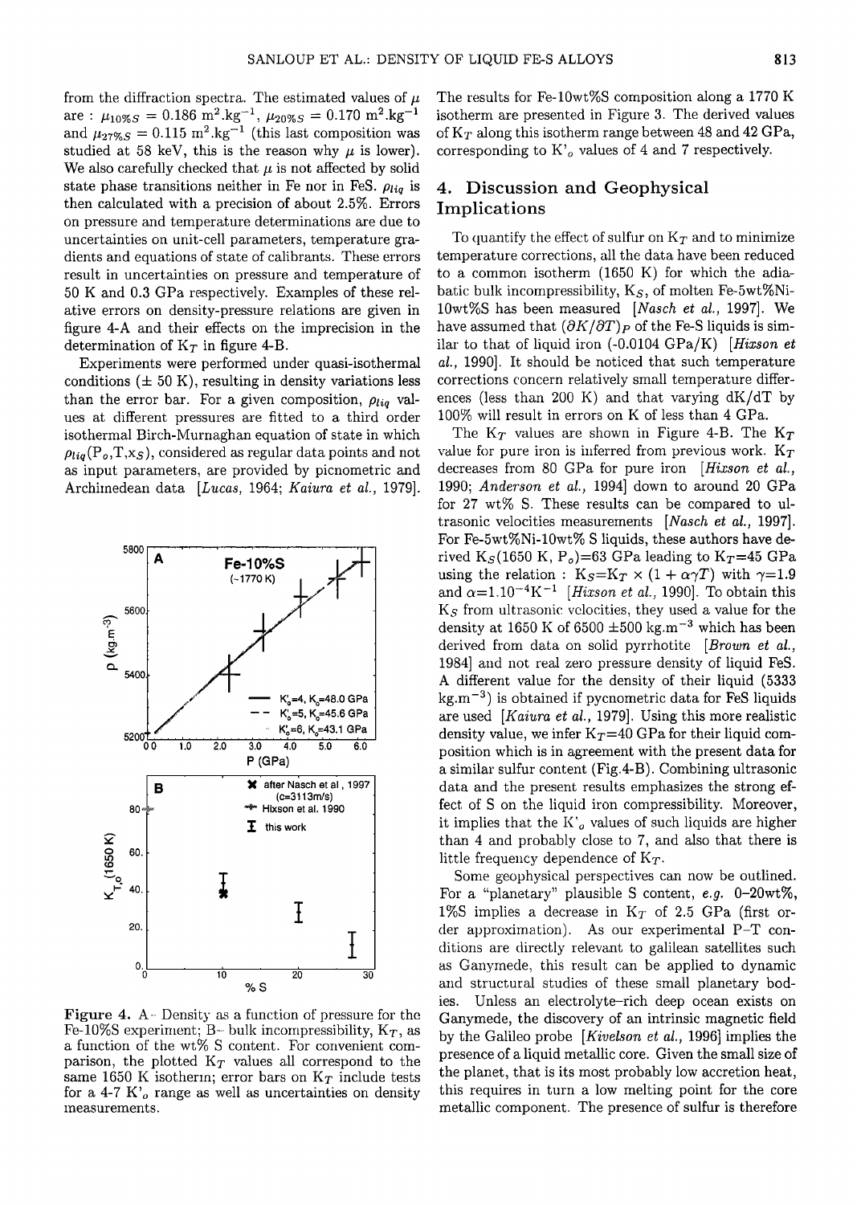from the diffraction spectra. The estimated values of $\mu$ are : $\mu_{10\%S} = 0.186$ m$^2$.kg$^{-1}$, $\mu_{20\%S} = 0.170$ m$^2$.kg$^{-1}$ and $\mu_{27\%S} = 0.115$ m$^2$.kg$^{-1}$ (this last composition was studied at 58 keV, this is the reason why $\mu$ is lower). We also carefully checked that $\mu$ is not affected by solid state phase transitions neither in Fe nor in FeS. $\rho_{liq}$ is then calculated with a precision of about 2.5%. Errors on pressure and temperature determinations are due to uncertainties on unit-cell parameters, temperature gradients and equations of state of calibrants. These errors result in uncertainties on pressure and temperature of 50 K and 0.3 GPa respectively. Examples of these relative errors on density-pressure relations are given in figure 4-A and their effects on the imprecision in the determination of $K_T$ in figure 4-B.

Experiments were performed under quasi-isothermal conditions (± 50 K), resulting in density variations less than the error bar. For a given composition, $\rho_{liq}$ values at different pressures are fitted to a third order isothermal Birch-Murnaghan equation of state in which $\rho_{liq}(P_o, T, x_S)$, considered as regular data points and not as input parameters, are provided by picnometric and Archimedean data [*Lucas*, 1964; *Kaiura et al.*, 1979].

Figure 4. A - Density as a function of pressure for the Fe-10%S experiment; B - bulk incompressibility, $K_T$, as a function of the wt% S content. For convenient comparison, the plotted $K_T$ values all correspond to the same 1650 K isotherm; error bars on $K_T$ include tests for a 4-7 $K'_o$ range as well as uncertainties on density measurements.

The results for Fe-10wt%S composition along a 1770 K isotherm are presented in Figure 3. The derived values of $K_T$ along this isotherm range between 48 and 42 GPa, corresponding to $K'_o$ values of 4 and 7 respectively.

## 4. Discussion and Geophysical Implications

To quantify the effect of sulfur on $K_T$ and to minimize temperature corrections, all the data have been reduced to a common isotherm (1650 K) for which the adiabatic bulk incompressibility, $K_S$, of molten Fe-5wt%Ni-10wt%S has been measured [*Nasch et al.*, 1997]. We have assumed that $(\partial K/\partial T)_P$ of the Fe-S liquids is similar to that of liquid iron (-0.0104 GPa/K) [*Hixson et al.*, 1990]. It should be noticed that such temperature corrections concern relatively small temperature differences (less than 200 K) and that varying dK/dT by 100% will result in errors on K of less than 4 GPa.

The $K_T$ values are shown in Figure 4-B. The $K_T$ value for pure iron is inferred from previous work. $K_T$ decreases from 80 GPa for pure iron [*Hixson et al.*, 1990; *Anderson et al.*, 1994] down to around 20 GPa for 27 wt% S. These results can be compared to ultrasonic velocities measurements [*Nasch et al.*, 1997]. For Fe-5wt%Ni-10wt% S liquids, these authors have derived $K_S$(1650 K, $P_o$)=63 GPa leading to $K_T$=45 GPa using the relation : $K_S = K_T \times (1 + \alpha\gamma T)$ with $\gamma$=1.9 and $\alpha = 1.10^{-4}$K$^{-1}$ [*Hixson et al.*, 1990]. To obtain this $K_S$ from ultrasonic velocities, they used a value for the density at 1650 K of 6500 ±500 kg.m$^{-3}$ which has been derived from data on solid pyrrhotite [*Brown et al.*, 1984] and not real zero pressure density of liquid FeS. A different value for the density of their liquid (5333 kg.m$^{-3}$) is obtained if pycnometric data for FeS liquids are used [*Kaiura et al.*, 1979]. Using this more realistic density value, we infer $K_T$=40 GPa for their liquid composition which is in agreement with the present data for a similar sulfur content (Fig.4-B). Combining ultrasonic data and the present results emphasizes the strong effect of S on the liquid iron compressibility. Moreover, it implies that the $K'_o$ values of such liquids are higher than 4 and probably close to 7, and also that there is little frequency dependence of $K_T$.

Some geophysical perspectives can now be outlined. For a "planetary" plausible S content, *e.g.* 0-20wt%, 1%S implies a decrease in $K_T$ of 2.5 GPa (first order approximation). As our experimental P-T conditions are directly relevant to galilean satellites such as Ganymede, this result can be applied to dynamic and structural studies of these small planetary bodies. Unless an electrolyte-rich deep ocean exists on Ganymede, the discovery of an intrinsic magnetic field by the Galileo probe [*Kivelson et al.*, 1996] implies the presence of a liquid metallic core. Given the small size of the planet, that is its most probably low accretion heat, this requires in turn a low melting point for the core metallic component. The presence of sulfur is therefore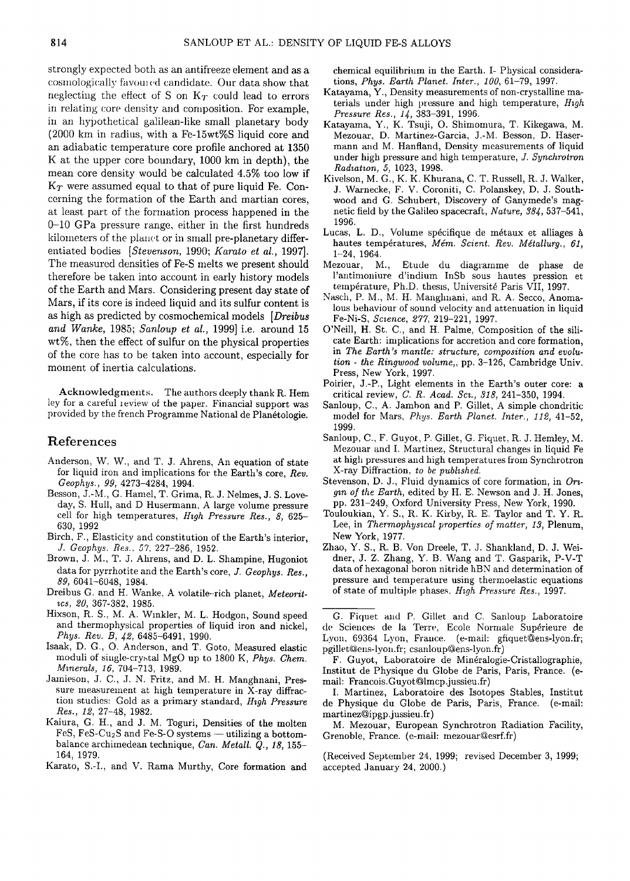strongly expected both as an antifreeze element and as a cosmologically favoured candidate. Our data show that neglecting the effect of S on $K_T$ could lead to errors in relating core density and composition. For example, in an hypothetical galilean-like small planetary body (2000 km in radius, with a Fe-15wt%S liquid core and an adiabatic temperature core profile anchored at 1350 K at the upper core boundary, 1000 km in depth), the mean core density would be calculated 4.5% too low if $K_T$ were assumed equal to that of pure liquid Fe. Concerning the formation of the Earth and martian cores, at least part of the formation process happened in the 0–10 GPa pressure range, either in the first hundreds kilometers of the planet or in small pre-planetary differentiated bodies [*Stevenson*, 1990; *Karato et al.*, 1997]. The measured densities of Fe-S melts we present should therefore be taken into account in early history models of the Earth and Mars. Considering present day state of Mars, if its core is indeed liquid and its sulfur content is as high as predicted by cosmochemical models [*Dreibus and Wanke*, 1985; *Sanloup et al.*, 1999] i.e. around 15 wt%, then the effect of sulfur on the physical properties of the core has to be taken into account, especially for moment of inertia calculations.

**Acknowledgments.** The authors deeply thank R. Hemley for a careful review of the paper. Financial support was provided by the french Programme National de Planétologie.

## References

Anderson, W. W., and T. J. Ahrens, An equation of state for liquid iron and implications for the Earth's core, *Rev. Geophys.*, *99*, 4273–4284, 1994.

Besson, J.-M., G. Hamel, T. Grima, R. J. Nelmes, J. S. Loveday, S. Hull, and D Husermann, A large volume pressure cell for high temperatures, *High Pressure Res.*, *8*, 625–630, 1992

Birch, F., Elasticity and constitution of the Earth's interior, *J. Geophys. Res.*, *57*, 227–286, 1952.

Brown, J. M., T. J. Ahrens, and D. L. Shampine, Hugoniot data for pyrrhotite and the Earth's core, *J. Geophys. Res.*, *89*, 6041–6048, 1984.

Dreibus G. and H. Wanke, A volatile-rich planet, *Meteoritics*, *20*, 367-382, 1985.

Hixson, R. S., M. A. Winkler, M. L. Hodgon, Sound speed and thermophysical properties of liquid iron and nickel, *Phys. Rev. B*, *42*, 6485–6491, 1990.

Isaak, D. G., O. Anderson, and T. Goto, Measured elastic moduli of single-crystal MgO up to 1800 K, *Phys. Chem. Minerals*, *16*, 704–713, 1989.

Jamieson, J. C., J. N. Fritz, and M. H. Manghnani, Pressure measurement at high temperature in X-ray diffraction studies: Gold as a primary standard, *High Pressure Res.*, *12*, 27–48, 1982.

Kaiura, G. H., and J. M. Toguri, Densities of the molten FeS, FeS-$Cu_2S$ and Fe-S-O systems — utilizing a bottom-balance archimedean technique, *Can. Metall. Q.*, *18*, 155–164, 1979.

Karato, S.-I., and V. Rama Murthy, Core formation and chemical equilibrium in the Earth. I- Physical considerations, *Phys. Earth Planet. Inter.*, *100*, 61–79, 1997.

Katayama, Y., Density measurements of non-crystalline materials under high pressure and high temperature, *High Pressure Res.*, *14*, 383–391, 1996.

Katayama, Y., K. Tsuji, O. Shimomura, T. Kikegawa, M. Mezouar, D. Martinez-Garcia, J.-M. Besson, D. Hasermann and M. Hanfland, Density measurements of liquid under high pressure and high temperature, *J. Synchrotron Radiation*, *5*, 1023, 1998.

Kivelson, M. G., K. K. Khurana, C. T. Russell, R. J. Walker, J. Warnecke, F. V. Coroniti, C. Polanskey, D. J. Southwood and G. Schubert, Discovery of Ganymede's magnetic field by the Galileo spacecraft, *Nature*, *384*, 537–541, 1996.

Lucas, L. D., Volume spécifique de métaux et alliages à hautes températures, *Mém. Scient. Rev. Métallurg.*, *61*, 1–24, 1964.

Mezouar, M., Etude du diagramme de phase de l'antimoniure d'indium InSb sous hautes pression et température, Ph.D. thesis, Université Paris VII, 1997.

Nasch, P. M., M. H. Manghnani, and R. A. Secco, Anomalous behaviour of sound velocity and attenuation in liquid Fe-Ni-S, *Science*, *277*, 219–221, 1997.

O'Neill, H. St. C., and H. Palme, Composition of the silicate Earth: implications for accretion and core formation, in *The Earth's mantle: structure, composition and evolution - the Ringwood volume,*, pp. 3–126, Cambridge Univ. Press, New York, 1997.

Poirier, J.-P., Light elements in the Earth's outer core: a critical review, *C. R. Acad. Sci.*, *318*, 241–350, 1994.

Sanloup, C., A. Jambon and P. Gillet, A simple chondritic model for Mars, *Phys. Earth Planet. Inter.*, *112*, 41–52, 1999.

Sanloup, C., F. Guyot, P. Gillet, G. Fiquet, R. J. Hemley, M. Mezouar and I. Martinez, Structural changes in liquid Fe at high pressures and high temperatures from Synchrotron X-ray Diffraction, *to be published.*

Stevenson, D. J., Fluid dynamics of core formation, in *Origin of the Earth*, edited by H. E. Newson and J. H. Jones, pp. 231–249, Oxford University Press, New York, 1990.

Touloukian, Y. S., R. K. Kirby, R. E. Taylor and T. Y. R. Lee, in *Thermophysical properties of matter, 13*, Plenum, New York, 1977.

Zhao, Y. S., R. B. Von Dreele, T. J. Shankland, D. J. Weidner, J. Z. Zhang, Y. B. Wang and T. Gasparik, P-V-T data of hexagonal boron nitride hBN and determination of pressure and temperature using thermoelastic equations of state of multiple phases, *High Pressure Res.*, 1997.

---

G. Fiquet and P. Gillet and C. Sanloup Laboratoire de Sciences de la Terre, Ecole Normale Supérieure de Lyon, 69364 Lyon, France. (e-mail: gfiquet@ens-lyon.fr; pgillet@ens-lyon.fr; csanloup@ens-lyon.fr)

F. Guyot, Laboratoire de Minéralogie-Cristallographie, Institut de Physique du Globe de Paris, Paris, France. (e-mail: Francois.Guyot@lmcp.jussieu.fr)

I. Martinez, Laboratoire des Isotopes Stables, Institut de Physique du Globe de Paris, Paris, France. (e-mail: martinez@ipgp.jussieu.fr)

M. Mezouar, European Synchrotron Radiation Facility, Grenoble, France. (e-mail: mezouar@esrf.fr)

(Received September 24, 1999; revised December 3, 1999; accepted January 24, 2000.)